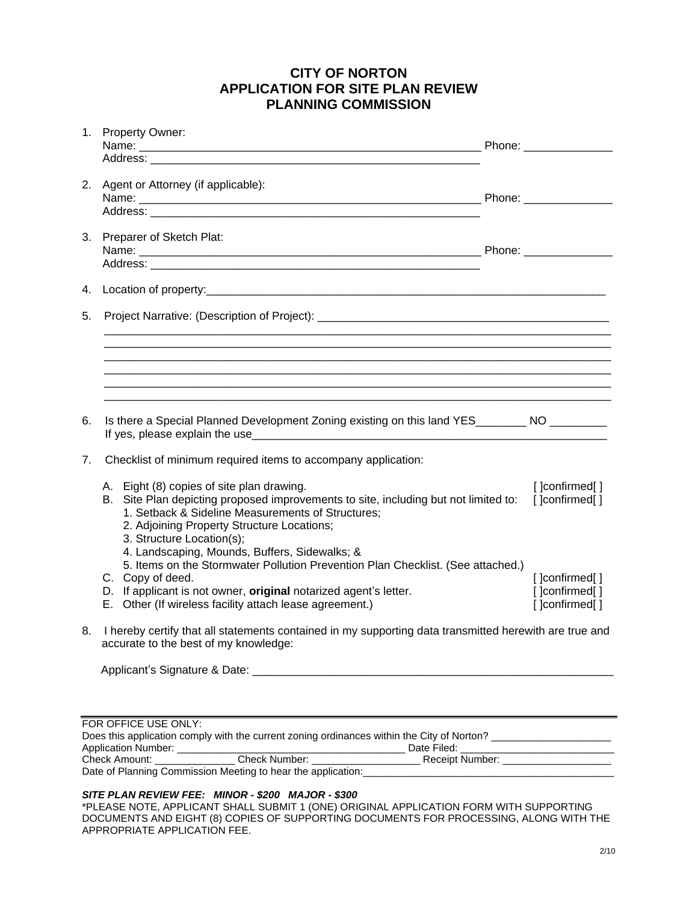# CITY OF NORTON
# APPLICATION FOR SITE PLAN REVIEW
# PLANNING COMMISSION

1. Property Owner:
   Name: ______________________________________________________ Phone: ______________
   Address: ____________________________________________________

2. Agent or Attorney (if applicable):
   Name: ______________________________________________________ Phone: ______________
   Address: ____________________________________________________

3. Preparer of Sketch Plat:
   Name: ______________________________________________________ Phone: ______________
   Address: ____________________________________________________

4. Location of property:_____________________________________________________________

5. Project Narrative: (Description of Project): ___________________________________________
   ____________________________________________________________________________
   ____________________________________________________________________________
   ____________________________________________________________________________
   ____________________________________________________________________________
   ____________________________________________________________________________
   ____________________________________________________________________________

6. Is there a Special Planned Development Zoning existing on this land YES________ NO _________
   If yes, please explain the use________________________________________________________

7. Checklist of minimum required items to accompany application:

   A. Eight (8) copies of site plan drawing. [ ]confirmed[ ]
   B. Site Plan depicting proposed improvements to site, including but not limited to: [ ]confirmed[ ]
      1. Setback & Sideline Measurements of Structures;
      2. Adjoining Property Structure Locations;
      3. Structure Location(s);
      4. Landscaping, Mounds, Buffers, Sidewalks; &
      5. Items on the Stormwater Pollution Prevention Plan Checklist. (See attached.)
   C. Copy of deed. [ ]confirmed[ ]
   D. If applicant is not owner, **original** notarized agent's letter. [ ]confirmed[ ]
   E. Other (If wireless facility attach lease agreement.) [ ]confirmed[ ]

8. I hereby certify that all statements contained in my supporting data transmitted herewith are true and accurate to the best of my knowledge:

   Applicant's Signature & Date: _______________________________________________________

---

FOR OFFICE USE ONLY:
Does this application comply with the current zoning ordinances within the City of Norton? ____________________
Application Number: ________________________________________ Date Filed: __________________________
Check Amount: ______________ Check Number: ___________________ Receipt Number: ___________________
Date of Planning Commission Meeting to hear the application:_____________________________________________

***SITE PLAN REVIEW FEE: MINOR - $200 MAJOR - $300***

*PLEASE NOTE, APPLICANT SHALL SUBMIT 1 (ONE) ORIGINAL APPLICATION FORM WITH SUPPORTING DOCUMENTS AND EIGHT (8) COPIES OF SUPPORTING DOCUMENTS FOR PROCESSING, ALONG WITH THE APPROPRIATE APPLICATION FEE.

2/10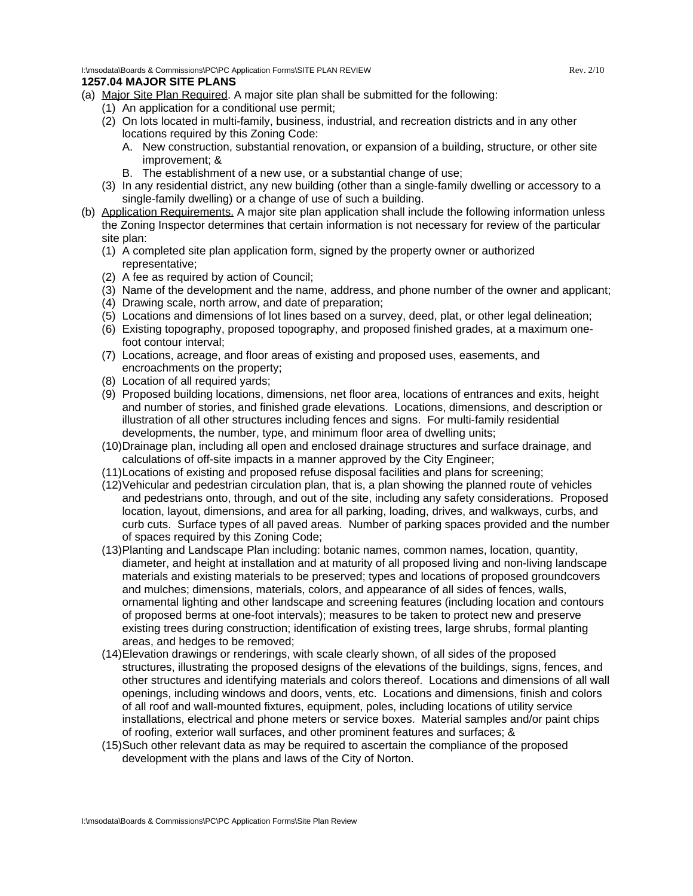## 1257.04 MAJOR SITE PLANS

(a) Major Site Plan Required. A major site plan shall be submitted for the following:

(1) An application for a conditional use permit;

(2) On lots located in multi-family, business, industrial, and recreation districts and in any other locations required by this Zoning Code:

A. New construction, substantial renovation, or expansion of a building, structure, or other site improvement; &

B. The establishment of a new use, or a substantial change of use;

(3) In any residential district, any new building (other than a single-family dwelling or accessory to a single-family dwelling) or a change of use of such a building.

(b) Application Requirements. A major site plan application shall include the following information unless the Zoning Inspector determines that certain information is not necessary for review of the particular site plan:

(1) A completed site plan application form, signed by the property owner or authorized representative;

(2) A fee as required by action of Council;

(3) Name of the development and the name, address, and phone number of the owner and applicant;

(4) Drawing scale, north arrow, and date of preparation;

(5) Locations and dimensions of lot lines based on a survey, deed, plat, or other legal delineation;

(6) Existing topography, proposed topography, and proposed finished grades, at a maximum one-foot contour interval;

(7) Locations, acreage, and floor areas of existing and proposed uses, easements, and encroachments on the property;

(8) Location of all required yards;

(9) Proposed building locations, dimensions, net floor area, locations of entrances and exits, height and number of stories, and finished grade elevations. Locations, dimensions, and description or illustration of all other structures including fences and signs. For multi-family residential developments, the number, type, and minimum floor area of dwelling units;

(10) Drainage plan, including all open and enclosed drainage structures and surface drainage, and calculations of off-site impacts in a manner approved by the City Engineer;

(11) Locations of existing and proposed refuse disposal facilities and plans for screening;

(12) Vehicular and pedestrian circulation plan, that is, a plan showing the planned route of vehicles and pedestrians onto, through, and out of the site, including any safety considerations. Proposed location, layout, dimensions, and area for all parking, loading, drives, and walkways, curbs, and curb cuts. Surface types of all paved areas. Number of parking spaces provided and the number of spaces required by this Zoning Code;

(13) Planting and Landscape Plan including: botanic names, common names, location, quantity, diameter, and height at installation and at maturity of all proposed living and non-living landscape materials and existing materials to be preserved; types and locations of proposed groundcovers and mulches; dimensions, materials, colors, and appearance of all sides of fences, walls, ornamental lighting and other landscape and screening features (including location and contours of proposed berms at one-foot intervals); measures to be taken to protect new and preserve existing trees during construction; identification of existing trees, large shrubs, formal planting areas, and hedges to be removed;

(14) Elevation drawings or renderings, with scale clearly shown, of all sides of the proposed structures, illustrating the proposed designs of the elevations of the buildings, signs, fences, and other structures and identifying materials and colors thereof. Locations and dimensions of all wall openings, including windows and doors, vents, etc. Locations and dimensions, finish and colors of all roof and wall-mounted fixtures, equipment, poles, including locations of utility service installations, electrical and phone meters or service boxes. Material samples and/or paint chips of roofing, exterior wall surfaces, and other prominent features and surfaces; &

(15) Such other relevant data as may be required to ascertain the compliance of the proposed development with the plans and laws of the City of Norton.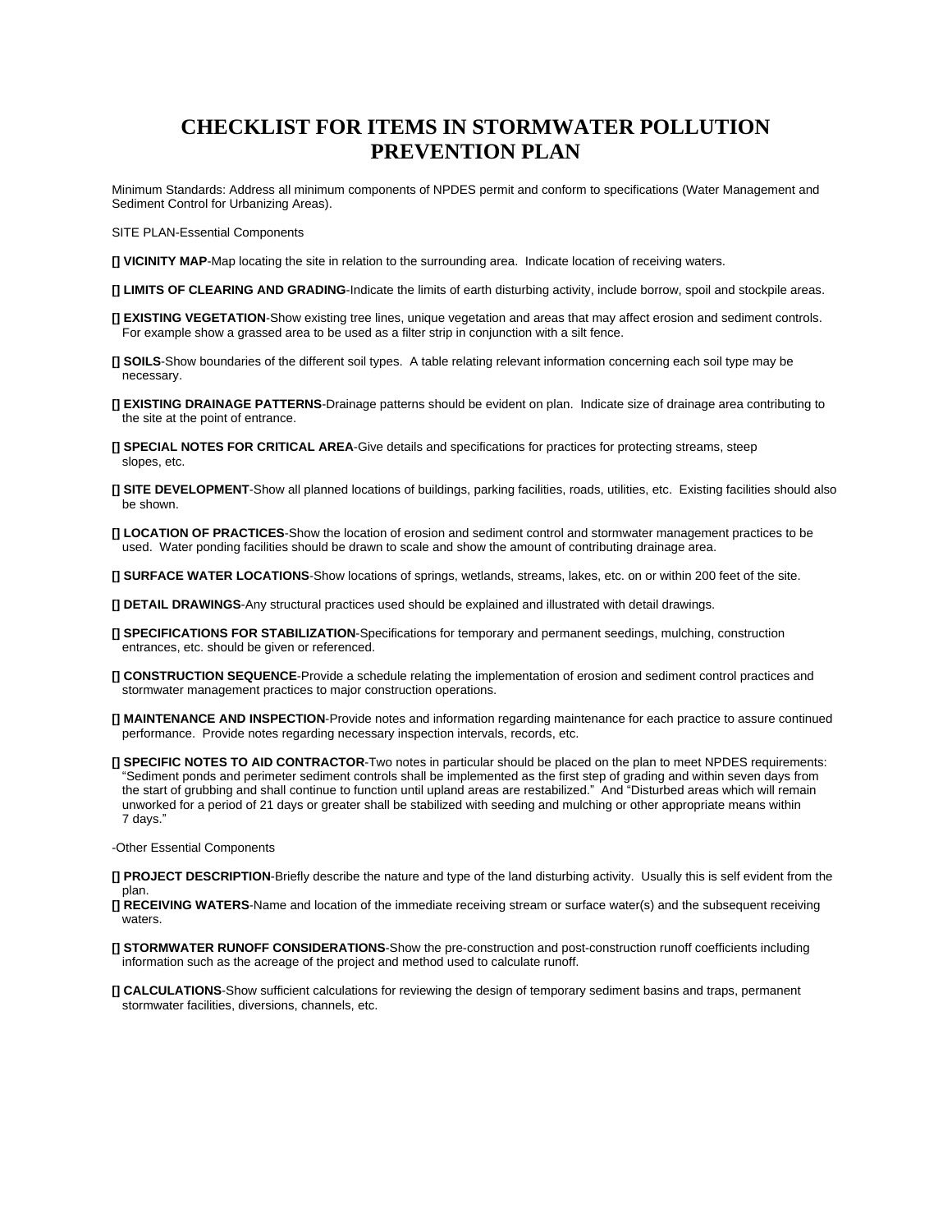# CHECKLIST FOR ITEMS IN STORMWATER POLLUTION PREVENTION PLAN

Minimum Standards: Address all minimum components of NPDES permit and conform to specifications (Water Management and Sediment Control for Urbanizing Areas).

SITE PLAN-Essential Components

[] **VICINITY MAP**-Map locating the site in relation to the surrounding area. Indicate location of receiving waters.

[] **LIMITS OF CLEARING AND GRADING**-Indicate the limits of earth disturbing activity, include borrow, spoil and stockpile areas.

[] **EXISTING VEGETATION**-Show existing tree lines, unique vegetation and areas that may affect erosion and sediment controls. For example show a grassed area to be used as a filter strip in conjunction with a silt fence.

[] **SOILS**-Show boundaries of the different soil types. A table relating relevant information concerning each soil type may be necessary.

[] **EXISTING DRAINAGE PATTERNS**-Drainage patterns should be evident on plan. Indicate size of drainage area contributing to the site at the point of entrance.

[] **SPECIAL NOTES FOR CRITICAL AREA**-Give details and specifications for practices for protecting streams, steep slopes, etc.

[] **SITE DEVELOPMENT**-Show all planned locations of buildings, parking facilities, roads, utilities, etc. Existing facilities should also be shown.

[] **LOCATION OF PRACTICES**-Show the location of erosion and sediment control and stormwater management practices to be used. Water ponding facilities should be drawn to scale and show the amount of contributing drainage area.

[] **SURFACE WATER LOCATIONS**-Show locations of springs, wetlands, streams, lakes, etc. on or within 200 feet of the site.

[] **DETAIL DRAWINGS**-Any structural practices used should be explained and illustrated with detail drawings.

[] **SPECIFICATIONS FOR STABILIZATION**-Specifications for temporary and permanent seedings, mulching, construction entrances, etc. should be given or referenced.

[] **CONSTRUCTION SEQUENCE**-Provide a schedule relating the implementation of erosion and sediment control practices and stormwater management practices to major construction operations.

[] **MAINTENANCE AND INSPECTION**-Provide notes and information regarding maintenance for each practice to assure continued performance. Provide notes regarding necessary inspection intervals, records, etc.

[] **SPECIFIC NOTES TO AID CONTRACTOR**-Two notes in particular should be placed on the plan to meet NPDES requirements: "Sediment ponds and perimeter sediment controls shall be implemented as the first step of grading and within seven days from the start of grubbing and shall continue to function until upland areas are restabilized." And "Disturbed areas which will remain unworked for a period of 21 days or greater shall be stabilized with seeding and mulching or other appropriate means within 7 days."

-Other Essential Components

[] **PROJECT DESCRIPTION**-Briefly describe the nature and type of the land disturbing activity. Usually this is self evident from the plan.

[] **RECEIVING WATERS**-Name and location of the immediate receiving stream or surface water(s) and the subsequent receiving waters.

[] **STORMWATER RUNOFF CONSIDERATIONS**-Show the pre-construction and post-construction runoff coefficients including information such as the acreage of the project and method used to calculate runoff.

[] **CALCULATIONS**-Show sufficient calculations for reviewing the design of temporary sediment basins and traps, permanent stormwater facilities, diversions, channels, etc.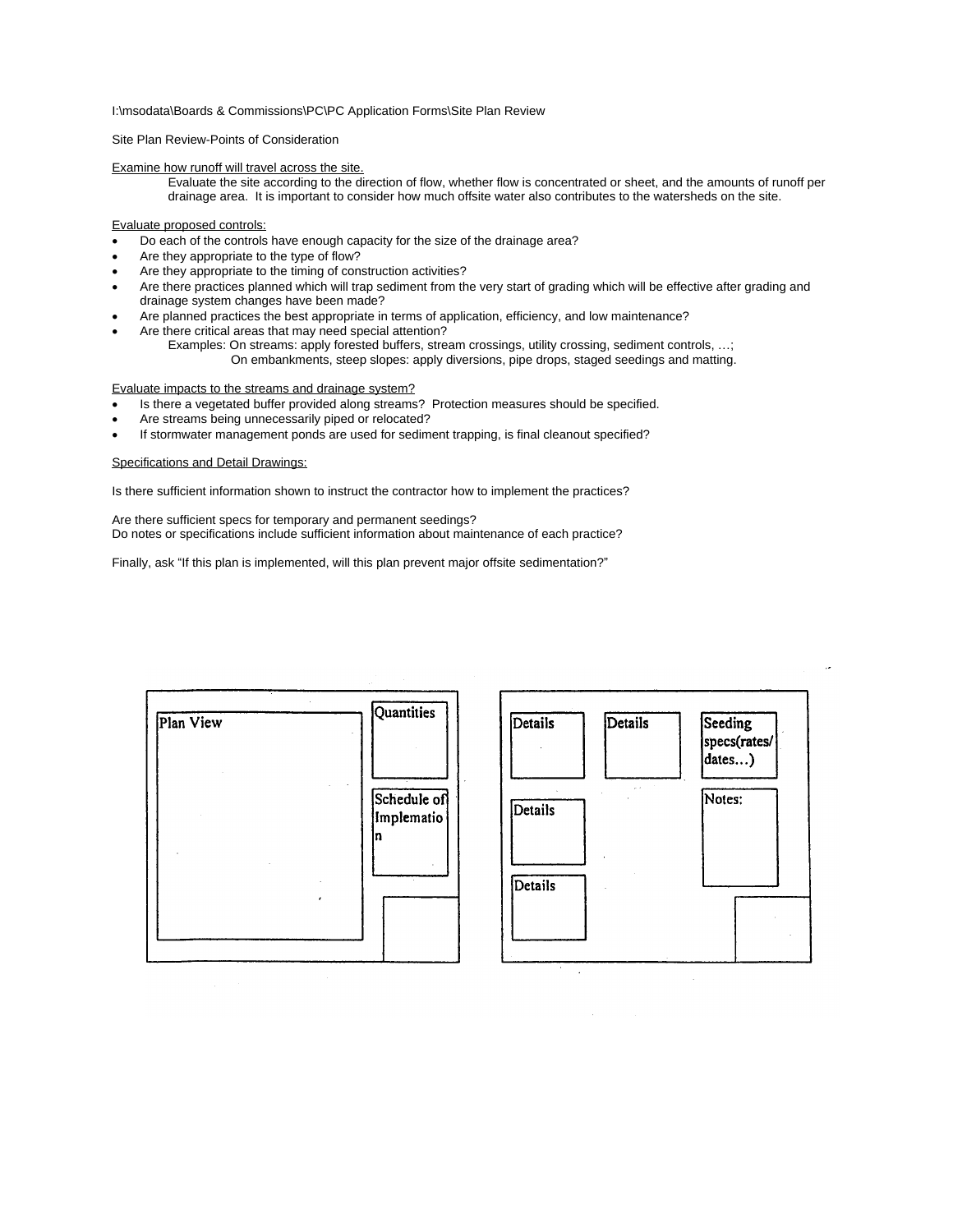I:\msodata\Boards & Commissions\PC\PC Application Forms\Site Plan Review

Site Plan Review-Points of Consideration

Examine how runoff will travel across the site.

Evaluate the site according to the direction of flow, whether flow is concentrated or sheet, and the amounts of runoff per drainage area. It is important to consider how much offsite water also contributes to the watersheds on the site.

Evaluate proposed controls:

- Do each of the controls have enough capacity for the size of the drainage area?
- Are they appropriate to the type of flow?
- Are they appropriate to the timing of construction activities?
- Are there practices planned which will trap sediment from the very start of grading which will be effective after grading and drainage system changes have been made?
- Are planned practices the best appropriate in terms of application, efficiency, and low maintenance?
- Are there critical areas that may need special attention?
  - Examples: On streams: apply forested buffers, stream crossings, utility crossing, sediment controls, …;
  - On embankments, steep slopes: apply diversions, pipe drops, staged seedings and matting.

Evaluate impacts to the streams and drainage system?

- Is there a vegetated buffer provided along streams? Protection measures should be specified.
- Are streams being unnecessarily piped or relocated?
- If stormwater management ponds are used for sediment trapping, is final cleanout specified?

Specifications and Detail Drawings:

Is there sufficient information shown to instruct the contractor how to implement the practices?

Are there sufficient specs for temporary and permanent seedings?
Do notes or specifications include sufficient information about maintenance of each practice?

Finally, ask "If this plan is implemented, will this plan prevent major offsite sedimentation?"

Plan View

Quantities

Schedule of Implematio n

Details

Details

Seeding specs(rates/ dates…)

Details

Notes:

Details